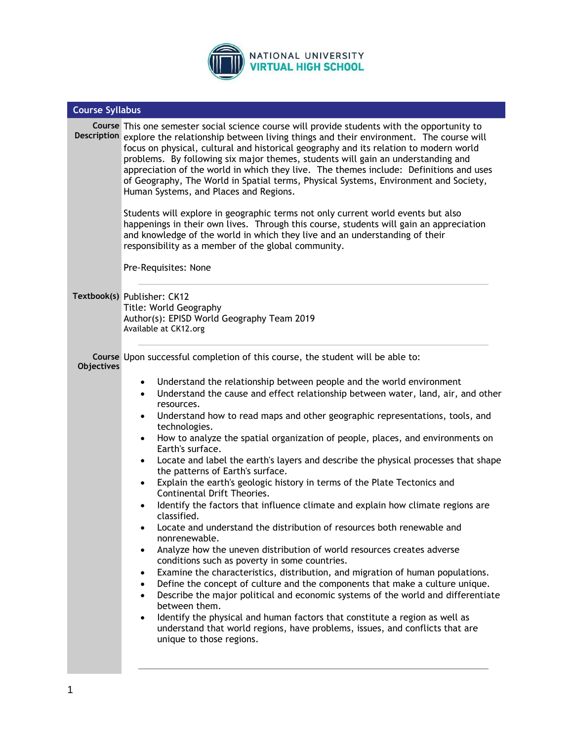NATIONAL UNIVERSITY
**VIRTUAL HIGH SCHOOL**

## Course Syllabus

**Course Description**

This one semester social science course will provide students with the opportunity to explore the relationship between living things and their environment. The course will focus on physical, cultural and historical geography and its relation to modern world problems. By following six major themes, students will gain an understanding and appreciation of the world in which they live. The themes include: Definitions and uses of Geography, The World in Spatial terms, Physical Systems, Environment and Society, Human Systems, and Places and Regions.

Students will explore in geographic terms not only current world events but also happenings in their own lives. Through this course, students will gain an appreciation and knowledge of the world in which they live and an understanding of their responsibility as a member of the global community.

Pre-Requisites: None

---

**Textbook(s)**

Publisher: CK12
Title: World Geography
Author(s): EPISD World Geography Team 2019
Available at CK12.org

---

**Course Objectives**

Upon successful completion of this course, the student will be able to:

- Understand the relationship between people and the world environment
- Understand the cause and effect relationship between water, land, air, and other resources.
- Understand how to read maps and other geographic representations, tools, and technologies.
- How to analyze the spatial organization of people, places, and environments on Earth's surface.
- Locate and label the earth's layers and describe the physical processes that shape the patterns of Earth's surface.
- Explain the earth's geologic history in terms of the Plate Tectonics and Continental Drift Theories.
- Identify the factors that influence climate and explain how climate regions are classified.
- Locate and understand the distribution of resources both renewable and nonrenewable.
- Analyze how the uneven distribution of world resources creates adverse conditions such as poverty in some countries.
- Examine the characteristics, distribution, and migration of human populations.
- Define the concept of culture and the components that make a culture unique.
- Describe the major political and economic systems of the world and differentiate between them.
- Identify the physical and human factors that constitute a region as well as understand that world regions, have problems, issues, and conflicts that are unique to those regions.

---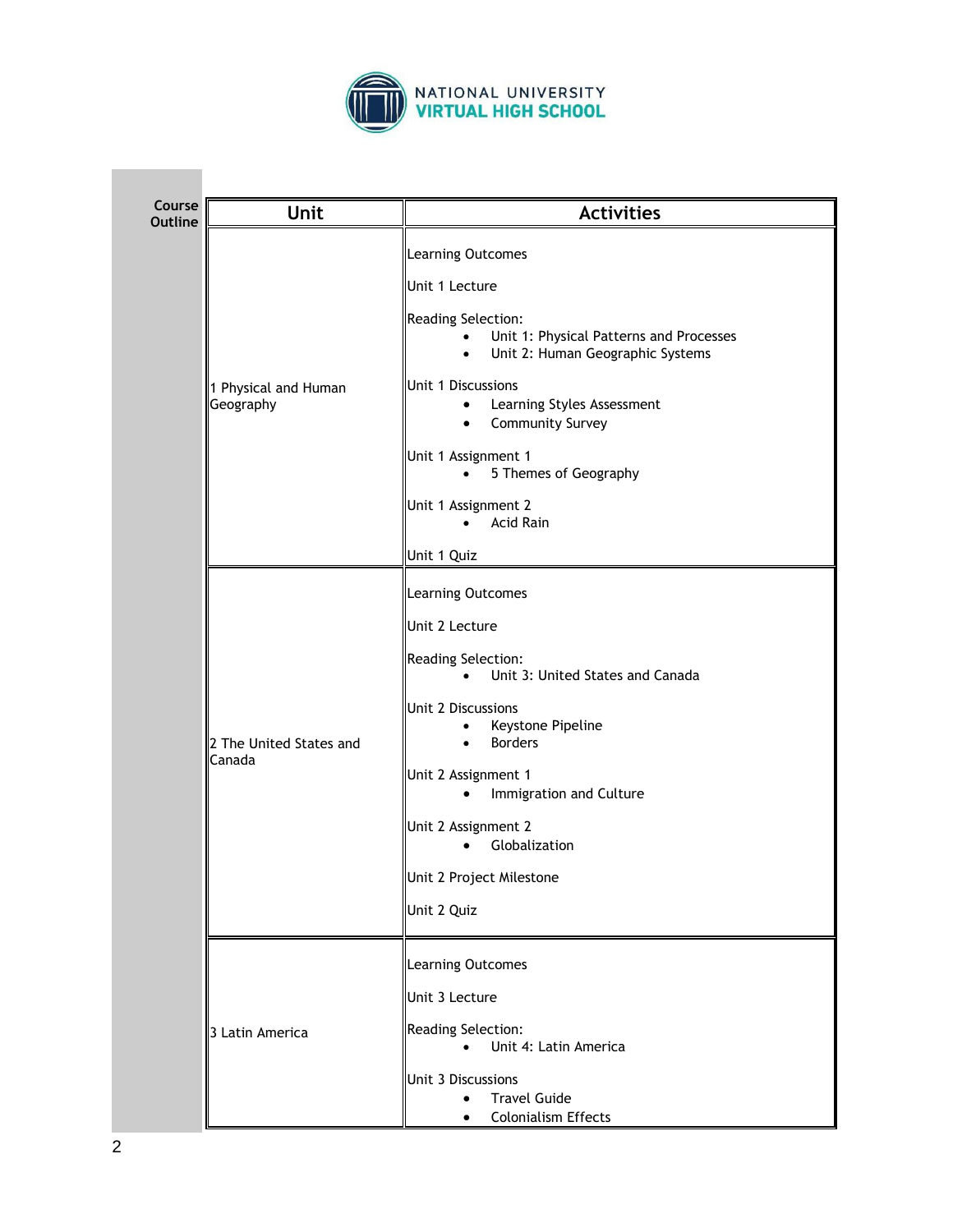NATIONAL UNIVERSITY
VIRTUAL HIGH SCHOOL

**Course Outline**

| Unit | Activities |
|---|---|
| 1 Physical and Human Geography | Learning Outcomes<br><br>Unit 1 Lecture<br><br>Reading Selection:<br>• Unit 1: Physical Patterns and Processes<br>• Unit 2: Human Geographic Systems<br><br>Unit 1 Discussions<br>• Learning Styles Assessment<br>• Community Survey<br><br>Unit 1 Assignment 1<br>• 5 Themes of Geography<br><br>Unit 1 Assignment 2<br>• Acid Rain<br><br>Unit 1 Quiz |
| 2 The United States and Canada | Learning Outcomes<br><br>Unit 2 Lecture<br><br>Reading Selection:<br>• Unit 3: United States and Canada<br><br>Unit 2 Discussions<br>• Keystone Pipeline<br>• Borders<br><br>Unit 2 Assignment 1<br>• Immigration and Culture<br><br>Unit 2 Assignment 2<br>• Globalization<br><br>Unit 2 Project Milestone<br><br>Unit 2 Quiz |
| 3 Latin America | Learning Outcomes<br><br>Unit 3 Lecture<br><br>Reading Selection:<br>• Unit 4: Latin America<br><br>Unit 3 Discussions<br>• Travel Guide<br>• Colonialism Effects |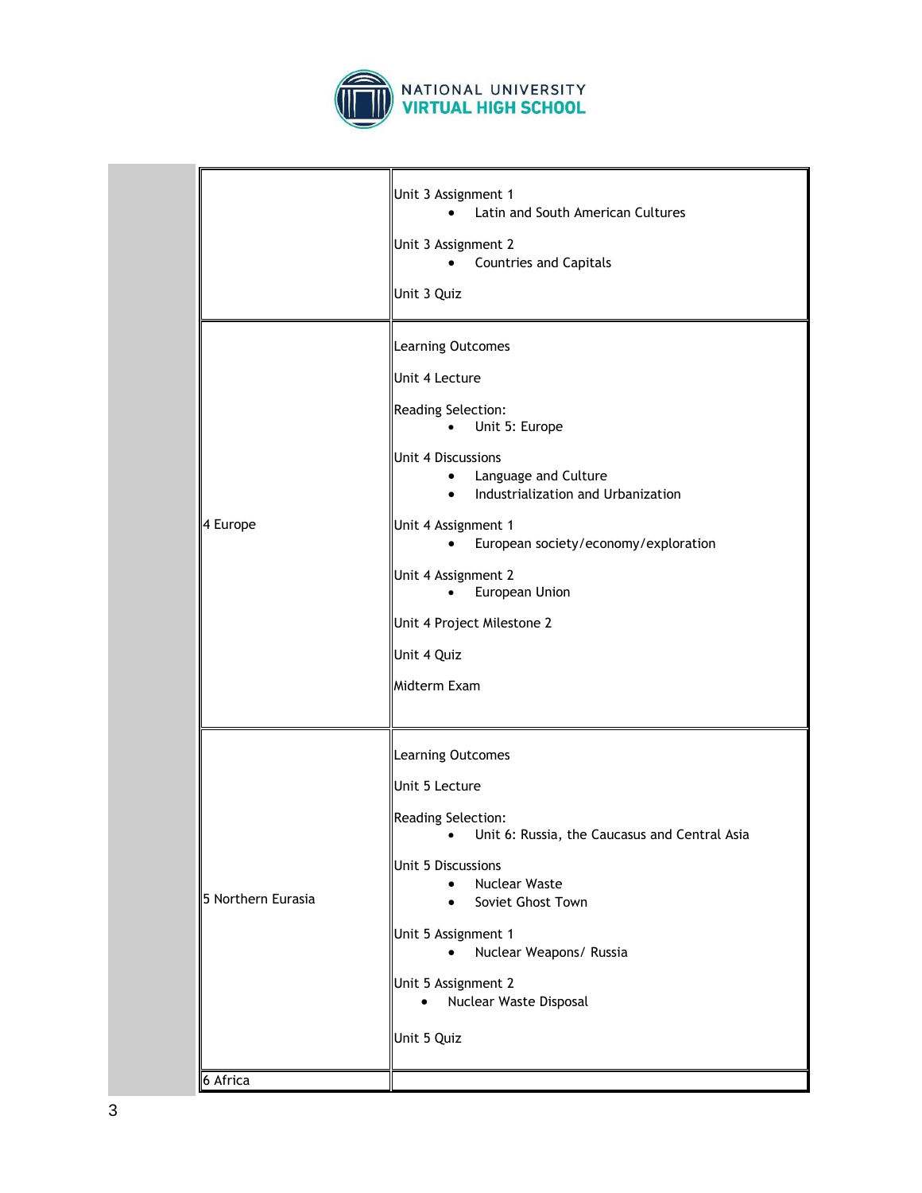| | |
|---|---|
| | Unit 3 Assignment 1<br>• Latin and South American Cultures<br><br>Unit 3 Assignment 2<br>• Countries and Capitals<br><br>Unit 3 Quiz |
| 4 Europe | Learning Outcomes<br><br>Unit 4 Lecture<br><br>Reading Selection:<br>• Unit 5: Europe<br><br>Unit 4 Discussions<br>• Language and Culture<br>• Industrialization and Urbanization<br><br>Unit 4 Assignment 1<br>• European society/economy/exploration<br><br>Unit 4 Assignment 2<br>• European Union<br><br>Unit 4 Project Milestone 2<br><br>Unit 4 Quiz<br><br>Midterm Exam |
| 5 Northern Eurasia | Learning Outcomes<br><br>Unit 5 Lecture<br><br>Reading Selection:<br>• Unit 6: Russia, the Caucasus and Central Asia<br><br>Unit 5 Discussions<br>• Nuclear Waste<br>• Soviet Ghost Town<br><br>Unit 5 Assignment 1<br>• Nuclear Weapons/ Russia<br><br>Unit 5 Assignment 2<br>• Nuclear Waste Disposal<br><br>Unit 5 Quiz |
| 6 Africa | |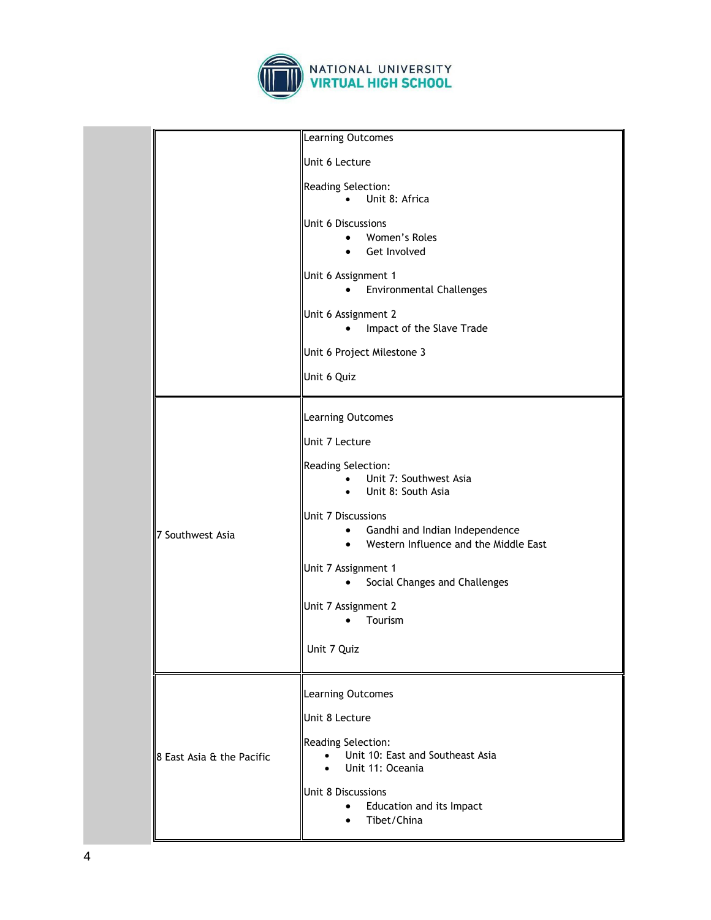| | |
|---|---|
| | Learning Outcomes<br><br>Unit 6 Lecture<br><br>Reading Selection:<br>• Unit 8: Africa<br><br>Unit 6 Discussions<br>• Women's Roles<br>• Get Involved<br><br>Unit 6 Assignment 1<br>• Environmental Challenges<br><br>Unit 6 Assignment 2<br>• Impact of the Slave Trade<br><br>Unit 6 Project Milestone 3<br><br>Unit 6 Quiz |
| 7 Southwest Asia | Learning Outcomes<br><br>Unit 7 Lecture<br><br>Reading Selection:<br>• Unit 7: Southwest Asia<br>• Unit 8: South Asia<br><br>Unit 7 Discussions<br>• Gandhi and Indian Independence<br>• Western Influence and the Middle East<br><br>Unit 7 Assignment 1<br>• Social Changes and Challenges<br><br>Unit 7 Assignment 2<br>• Tourism<br><br>Unit 7 Quiz |
| 8 East Asia & the Pacific | Learning Outcomes<br><br>Unit 8 Lecture<br><br>Reading Selection:<br>• Unit 10: East and Southeast Asia<br>• Unit 11: Oceania<br><br>Unit 8 Discussions<br>• Education and its Impact<br>• Tibet/China |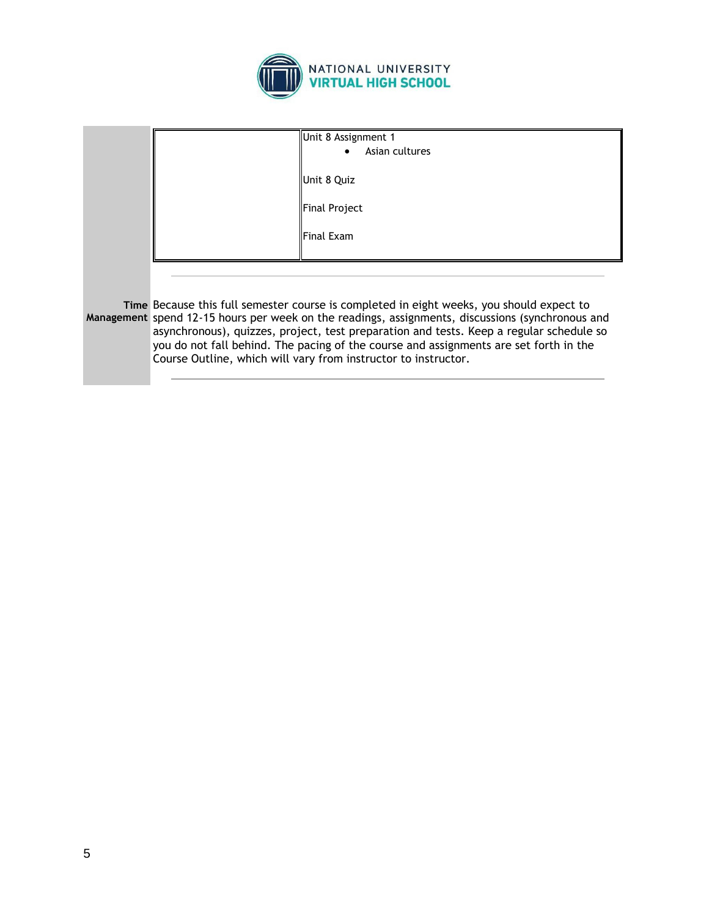| | |
|---|---|
| | Unit 8 Assignment 1<br>• Asian cultures<br><br>Unit 8 Quiz<br><br>Final Project<br><br>Final Exam |

**Time Management**

Because this full semester course is completed in eight weeks, you should expect to spend 12-15 hours per week on the readings, assignments, discussions (synchronous and asynchronous), quizzes, project, test preparation and tests. Keep a regular schedule so you do not fall behind. The pacing of the course and assignments are set forth in the Course Outline, which will vary from instructor to instructor.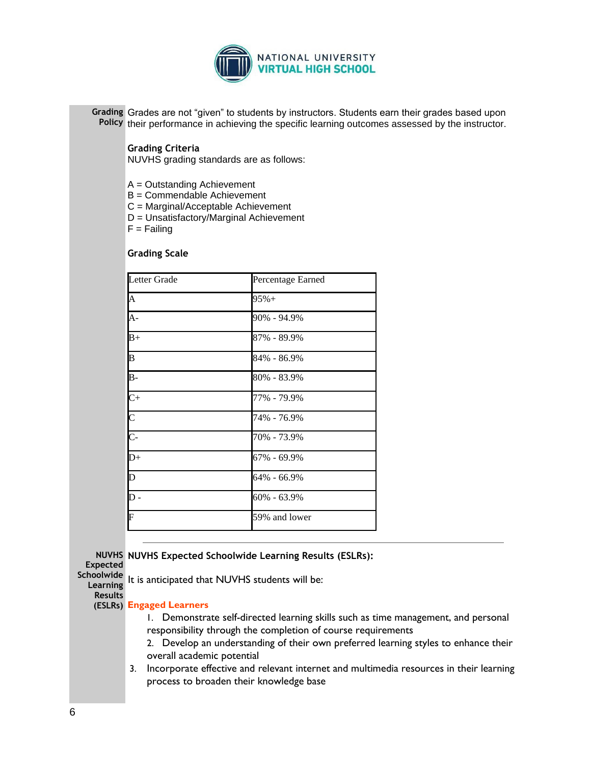NATIONAL UNIVERSITY
VIRTUAL HIGH SCHOOL

**Grading Policy**

Grades are not "given" to students by instructors. Students earn their grades based upon their performance in achieving the specific learning outcomes assessed by the instructor.

**Grading Criteria**

NUVHS grading standards are as follows:

A = Outstanding Achievement
B = Commendable Achievement
C = Marginal/Acceptable Achievement
D = Unsatisfactory/Marginal Achievement
F = Failing

**Grading Scale**

| Letter Grade | Percentage Earned |
|---|---|
| A | 95%+ |
| A- | 90% - 94.9% |
| B+ | 87% - 89.9% |
| B | 84% - 86.9% |
| B- | 80% - 83.9% |
| C+ | 77% - 79.9% |
| C | 74% - 76.9% |
| C- | 70% - 73.9% |
| D+ | 67% - 69.9% |
| D | 64% - 66.9% |
| D - | 60% - 63.9% |
| F | 59% and lower |

---

**NUVHS Expected Schoolwide Learning Results (ESLRs)**

**NUVHS Expected Schoolwide Learning Results (ESLRs):**

It is anticipated that NUVHS students will be:

**Engaged Learners**

1. Demonstrate self-directed learning skills such as time management, and personal responsibility through the completion of course requirements
2. Develop an understanding of their own preferred learning styles to enhance their overall academic potential
3. Incorporate effective and relevant internet and multimedia resources in their learning process to broaden their knowledge base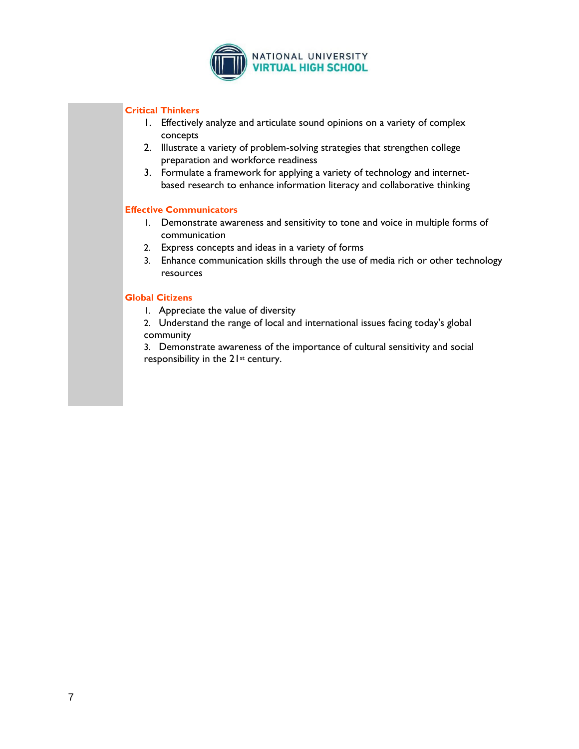### Critical Thinkers

1. Effectively analyze and articulate sound opinions on a variety of complex concepts
2. Illustrate a variety of problem-solving strategies that strengthen college preparation and workforce readiness
3. Formulate a framework for applying a variety of technology and internet-based research to enhance information literacy and collaborative thinking

### Effective Communicators

1. Demonstrate awareness and sensitivity to tone and voice in multiple forms of communication
2. Express concepts and ideas in a variety of forms
3. Enhance communication skills through the use of media rich or other technology resources

### Global Citizens

1. Appreciate the value of diversity
2. Understand the range of local and international issues facing today's global community
3. Demonstrate awareness of the importance of cultural sensitivity and social responsibility in the 21st century.